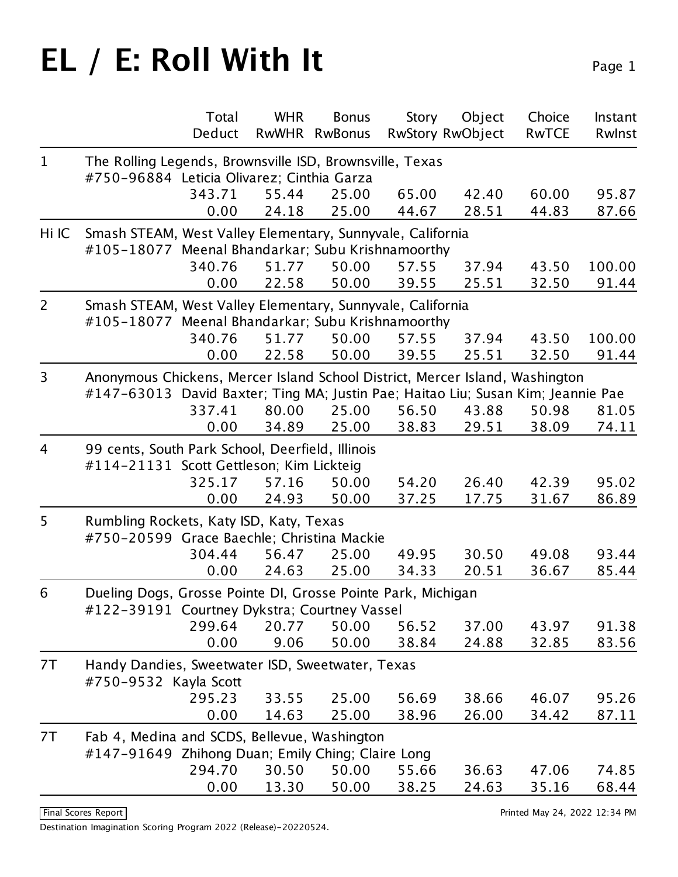# EL / E: Roll With It

| | Team | Total<br>Deduct | WHR<br>RwWHR | Bonus<br>RwBonus | Story<br>RwStory | Object<br>RwObject | Choice<br>RwTCE | Instant<br>RwInst |
|---|---|---|---|---|---|---|---|---|
| 1 | The Rolling Legends, Brownsville ISD, Brownsville, Texas<br>#750-96884 Leticia Olivarez; Cinthia Garza | 343.71<br>0.00 | 55.44<br>24.18 | 25.00<br>25.00 | 65.00<br>44.67 | 42.40<br>28.51 | 60.00<br>44.83 | 95.87<br>87.66 |
| Hi IC | Smash STEAM, West Valley Elementary, Sunnyvale, California<br>#105-18077 Meenal Bhandarkar; Subu Krishnamoorthy | 340.76<br>0.00 | 51.77<br>22.58 | 50.00<br>50.00 | 57.55<br>39.55 | 37.94<br>25.51 | 43.50<br>32.50 | 100.00<br>91.44 |
| 2 | Smash STEAM, West Valley Elementary, Sunnyvale, California<br>#105-18077 Meenal Bhandarkar; Subu Krishnamoorthy | 340.76<br>0.00 | 51.77<br>22.58 | 50.00<br>50.00 | 57.55<br>39.55 | 37.94<br>25.51 | 43.50<br>32.50 | 100.00<br>91.44 |
| 3 | Anonymous Chickens, Mercer Island School District, Mercer Island, Washington<br>#147-63013 David Baxter; Ting MA; Justin Pae; Haitao Liu; Susan Kim; Jeannie Pae | 337.41<br>0.00 | 80.00<br>34.89 | 25.00<br>25.00 | 56.50<br>38.83 | 43.88<br>29.51 | 50.98<br>38.09 | 81.05<br>74.11 |
| 4 | 99 cents, South Park School, Deerfield, Illinois<br>#114-21131 Scott Gettleson; Kim Lickteig | 325.17<br>0.00 | 57.16<br>24.93 | 50.00<br>50.00 | 54.20<br>37.25 | 26.40<br>17.75 | 42.39<br>31.67 | 95.02<br>86.89 |
| 5 | Rumbling Rockets, Katy ISD, Katy, Texas<br>#750-20599 Grace Baechle; Christina Mackie | 304.44<br>0.00 | 56.47<br>24.63 | 25.00<br>25.00 | 49.95<br>34.33 | 30.50<br>20.51 | 49.08<br>36.67 | 93.44<br>85.44 |
| 6 | Dueling Dogs, Grosse Pointe DI, Grosse Pointe Park, Michigan<br>#122-39191 Courtney Dykstra; Courtney Vassel | 299.64<br>0.00 | 20.77<br>9.06 | 50.00<br>50.00 | 56.52<br>38.84 | 37.00<br>24.88 | 43.97<br>32.85 | 91.38<br>83.56 |
| 7T | Handy Dandies, Sweetwater ISD, Sweetwater, Texas<br>#750-9532 Kayla Scott | 295.23<br>0.00 | 33.55<br>14.63 | 25.00<br>25.00 | 56.69<br>38.96 | 38.66<br>26.00 | 46.07<br>34.42 | 95.26<br>87.11 |
| 7T | Fab 4, Medina and SCDS, Bellevue, Washington<br>#147-91649 Zhihong Duan; Emily Ching; Claire Long | 294.70<br>0.00 | 30.50<br>13.30 | 50.00<br>50.00 | 55.66<br>38.25 | 36.63<br>24.63 | 47.06<br>35.16 | 74.85<br>68.44 |

Final Scores Report

Printed May 24, 2022 12:34 PM

Destination Imagination Scoring Program 2022 (Release)-20220524.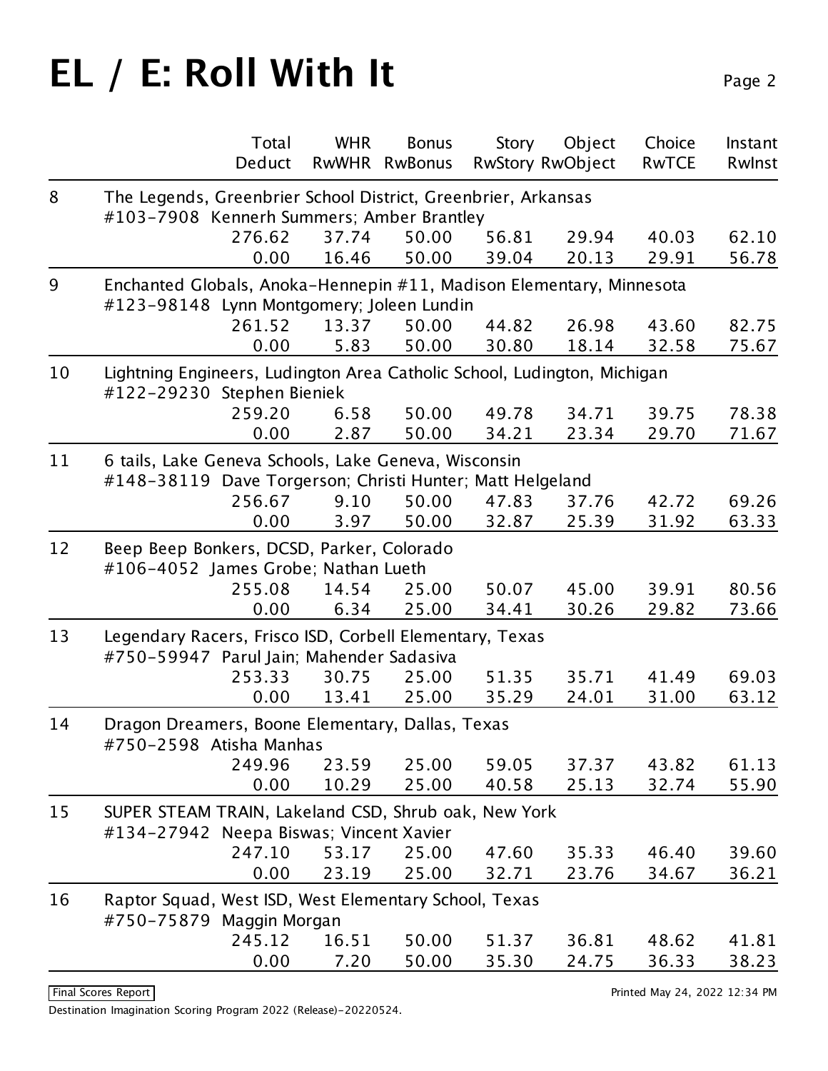# EL / E: Roll With It

| | Team | Total / Deduct | WHR / RwWHR | Bonus / RwBonus | Story / RwStory | Object / RwObject | Choice / RwTCE | Instant / RwInst |
|---|---|---|---|---|---|---|---|---|
| 8 | The Legends, Greenbrier School District, Greenbrier, Arkansas<br>#103-7908 Kennerh Summers; Amber Brantley | 276.62 | 37.74 | 50.00 | 56.81 | 29.94 | 40.03 | 62.10 |
| | | 0.00 | 16.46 | 50.00 | 39.04 | 20.13 | 29.91 | 56.78 |
| 9 | Enchanted Globals, Anoka-Hennepin #11, Madison Elementary, Minnesota<br>#123-98148 Lynn Montgomery; Joleen Lundin | 261.52 | 13.37 | 50.00 | 44.82 | 26.98 | 43.60 | 82.75 |
| | | 0.00 | 5.83 | 50.00 | 30.80 | 18.14 | 32.58 | 75.67 |
| 10 | Lightning Engineers, Ludington Area Catholic School, Ludington, Michigan<br>#122-29230 Stephen Bieniek | 259.20 | 6.58 | 50.00 | 49.78 | 34.71 | 39.75 | 78.38 |
| | | 0.00 | 2.87 | 50.00 | 34.21 | 23.34 | 29.70 | 71.67 |
| 11 | 6 tails, Lake Geneva Schools, Lake Geneva, Wisconsin<br>#148-38119 Dave Torgerson; Christi Hunter; Matt Helgeland | 256.67 | 9.10 | 50.00 | 47.83 | 37.76 | 42.72 | 69.26 |
| | | 0.00 | 3.97 | 50.00 | 32.87 | 25.39 | 31.92 | 63.33 |
| 12 | Beep Beep Bonkers, DCSD, Parker, Colorado<br>#106-4052 James Grobe; Nathan Lueth | 255.08 | 14.54 | 25.00 | 50.07 | 45.00 | 39.91 | 80.56 |
| | | 0.00 | 6.34 | 25.00 | 34.41 | 30.26 | 29.82 | 73.66 |
| 13 | Legendary Racers, Frisco ISD, Corbell Elementary, Texas<br>#750-59947 Parul Jain; Mahender Sadasiva | 253.33 | 30.75 | 25.00 | 51.35 | 35.71 | 41.49 | 69.03 |
| | | 0.00 | 13.41 | 25.00 | 35.29 | 24.01 | 31.00 | 63.12 |
| 14 | Dragon Dreamers, Boone Elementary, Dallas, Texas<br>#750-2598 Atisha Manhas | 249.96 | 23.59 | 25.00 | 59.05 | 37.37 | 43.82 | 61.13 |
| | | 0.00 | 10.29 | 25.00 | 40.58 | 25.13 | 32.74 | 55.90 |
| 15 | SUPER STEAM TRAIN, Lakeland CSD, Shrub oak, New York<br>#134-27942 Neepa Biswas; Vincent Xavier | 247.10 | 53.17 | 25.00 | 47.60 | 35.33 | 46.40 | 39.60 |
| | | 0.00 | 23.19 | 25.00 | 32.71 | 23.76 | 34.67 | 36.21 |
| 16 | Raptor Squad, West ISD, West Elementary School, Texas<br>#750-75879 Maggin Morgan | 245.12 | 16.51 | 50.00 | 51.37 | 36.81 | 48.62 | 41.81 |
| | | 0.00 | 7.20 | 50.00 | 35.30 | 24.75 | 36.33 | 38.23 |

Final Scores Report

Printed May 24, 2022 12:34 PM

Destination Imagination Scoring Program 2022 (Release)-20220524.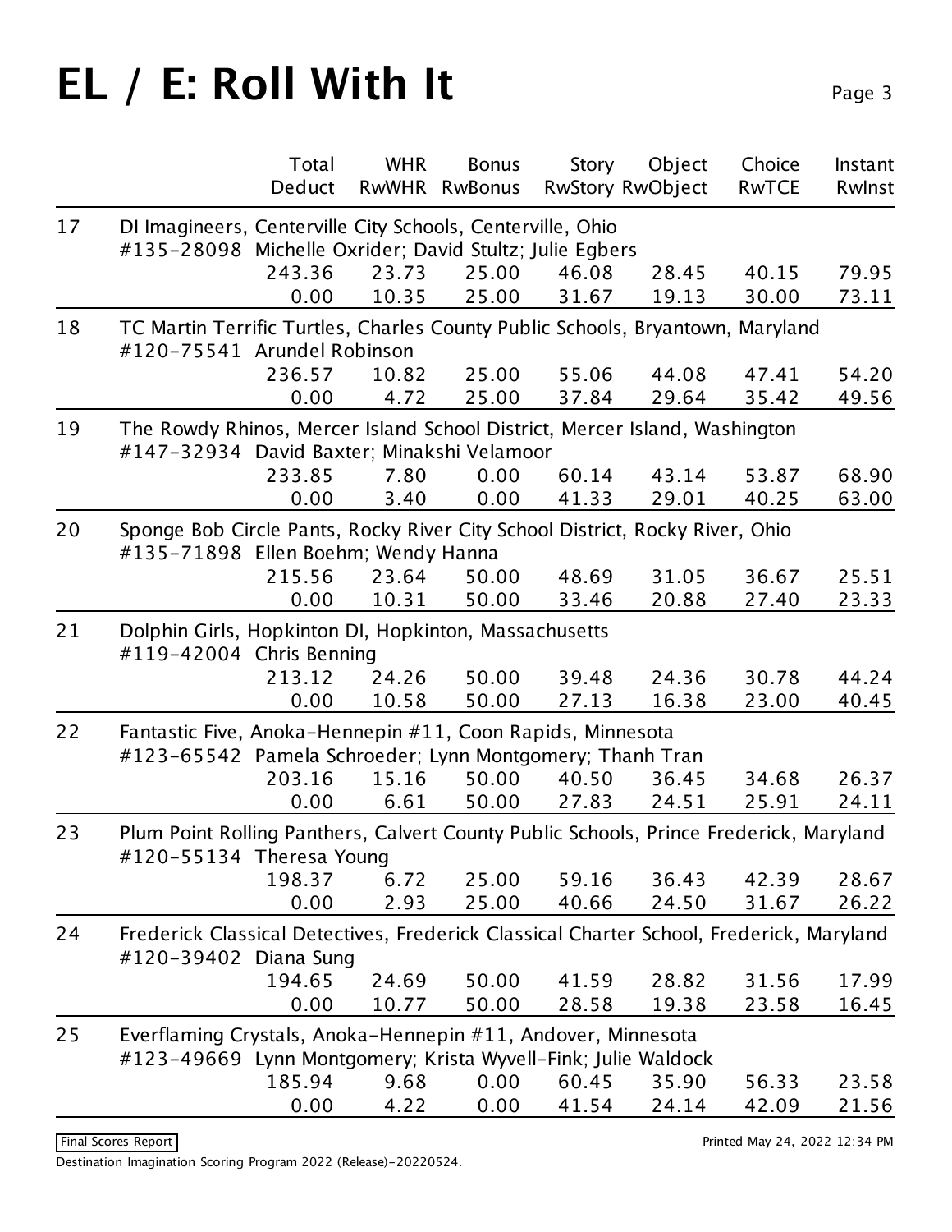# EL / E: Roll With It

| Rank | Team | Total / Deduct | WHR / RwWHR | Bonus / RwBonus | Story / RwStory | Object / RwObject | Choice / RwTCE | Instant / RwInst |
|---|---|---|---|---|---|---|---|---|
| 17 | DI Imagineers, Centerville City Schools, Centerville, Ohio<br>#135-28098 Michelle Oxrider; David Stultz; Julie Egbers | 243.36 | 23.73 | 25.00 | 46.08 | 28.45 | 40.15 | 79.95 |
| | | 0.00 | 10.35 | 25.00 | 31.67 | 19.13 | 30.00 | 73.11 |
| 18 | TC Martin Terrific Turtles, Charles County Public Schools, Bryantown, Maryland<br>#120-75541 Arundel Robinson | 236.57 | 10.82 | 25.00 | 55.06 | 44.08 | 47.41 | 54.20 |
| | | 0.00 | 4.72 | 25.00 | 37.84 | 29.64 | 35.42 | 49.56 |
| 19 | The Rowdy Rhinos, Mercer Island School District, Mercer Island, Washington<br>#147-32934 David Baxter; Minakshi Velamoor | 233.85 | 7.80 | 0.00 | 60.14 | 43.14 | 53.87 | 68.90 |
| | | 0.00 | 3.40 | 0.00 | 41.33 | 29.01 | 40.25 | 63.00 |
| 20 | Sponge Bob Circle Pants, Rocky River City School District, Rocky River, Ohio<br>#135-71898 Ellen Boehm; Wendy Hanna | 215.56 | 23.64 | 50.00 | 48.69 | 31.05 | 36.67 | 25.51 |
| | | 0.00 | 10.31 | 50.00 | 33.46 | 20.88 | 27.40 | 23.33 |
| 21 | Dolphin Girls, Hopkinton DI, Hopkinton, Massachusetts<br>#119-42004 Chris Benning | 213.12 | 24.26 | 50.00 | 39.48 | 24.36 | 30.78 | 44.24 |
| | | 0.00 | 10.58 | 50.00 | 27.13 | 16.38 | 23.00 | 40.45 |
| 22 | Fantastic Five, Anoka-Hennepin #11, Coon Rapids, Minnesota<br>#123-65542 Pamela Schroeder; Lynn Montgomery; Thanh Tran | 203.16 | 15.16 | 50.00 | 40.50 | 36.45 | 34.68 | 26.37 |
| | | 0.00 | 6.61 | 50.00 | 27.83 | 24.51 | 25.91 | 24.11 |
| 23 | Plum Point Rolling Panthers, Calvert County Public Schools, Prince Frederick, Maryland<br>#120-55134 Theresa Young | 198.37 | 6.72 | 25.00 | 59.16 | 36.43 | 42.39 | 28.67 |
| | | 0.00 | 2.93 | 25.00 | 40.66 | 24.50 | 31.67 | 26.22 |
| 24 | Frederick Classical Detectives, Frederick Classical Charter School, Frederick, Maryland<br>#120-39402 Diana Sung | 194.65 | 24.69 | 50.00 | 41.59 | 28.82 | 31.56 | 17.99 |
| | | 0.00 | 10.77 | 50.00 | 28.58 | 19.38 | 23.58 | 16.45 |
| 25 | Everflaming Crystals, Anoka-Hennepin #11, Andover, Minnesota<br>#123-49669 Lynn Montgomery; Krista Wyvell-Fink; Julie Waldock | 185.94 | 9.68 | 0.00 | 60.45 | 35.90 | 56.33 | 23.58 |
| | | 0.00 | 4.22 | 0.00 | 41.54 | 24.14 | 42.09 | 21.56 |

Final Scores Report

Printed May 24, 2022 12:34 PM

Destination Imagination Scoring Program 2022 (Release)-20220524.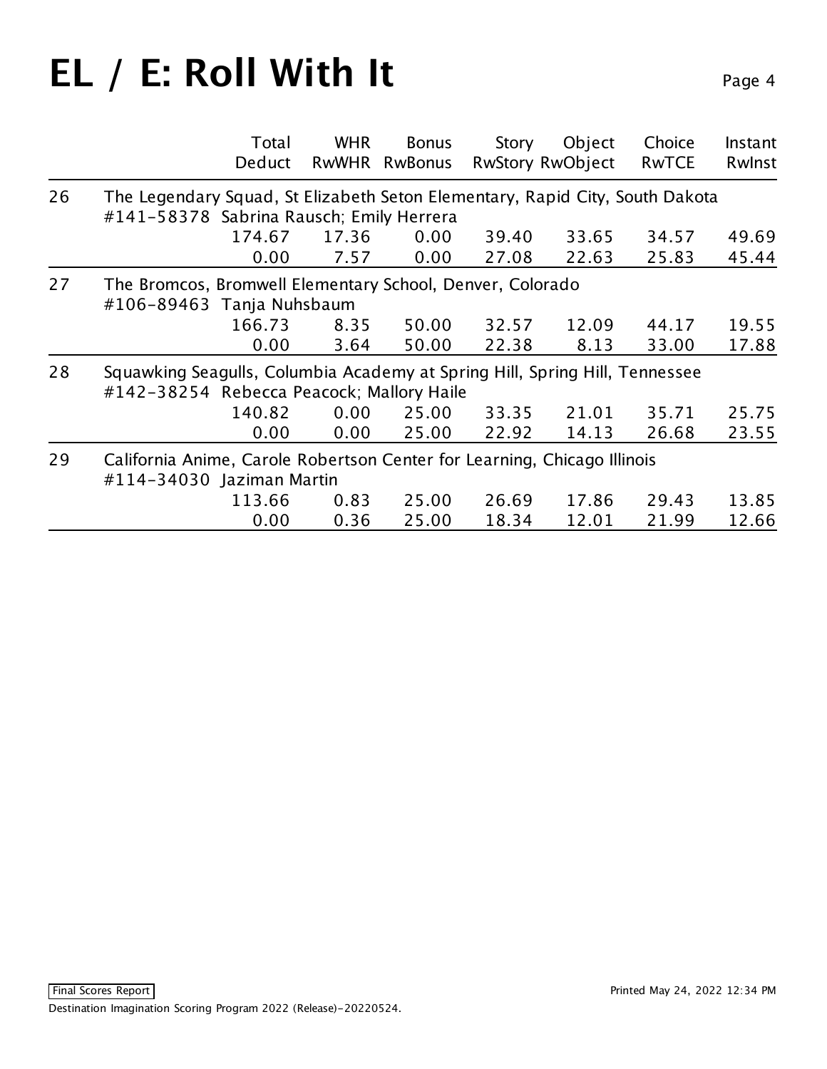# EL / E: Roll With It

| | Total<br>Deduct | WHR<br>RwWHR | Bonus<br>RwBonus | Story<br>RwStory | Object<br>RwObject | Choice<br>RwTCE | Instant<br>RwInst |
|---|---|---|---|---|---|---|---|
| **26** | The Legendary Squad, St Elizabeth Seton Elementary, Rapid City, South Dakota<br>#141-58378 Sabrina Rausch; Emily Herrera | | | | | | |
| | 174.67 | 17.36 | 0.00 | 39.40 | 33.65 | 34.57 | 49.69 |
| | 0.00 | 7.57 | 0.00 | 27.08 | 22.63 | 25.83 | 45.44 |
| **27** | The Bromcos, Bromwell Elementary School, Denver, Colorado<br>#106-89463 Tanja Nuhsbaum | | | | | | |
| | 166.73 | 8.35 | 50.00 | 32.57 | 12.09 | 44.17 | 19.55 |
| | 0.00 | 3.64 | 50.00 | 22.38 | 8.13 | 33.00 | 17.88 |
| **28** | Squawking Seagulls, Columbia Academy at Spring Hill, Spring Hill, Tennessee<br>#142-38254 Rebecca Peacock; Mallory Haile | | | | | | |
| | 140.82 | 0.00 | 25.00 | 33.35 | 21.01 | 35.71 | 25.75 |
| | 0.00 | 0.00 | 25.00 | 22.92 | 14.13 | 26.68 | 23.55 |
| **29** | California Anime, Carole Robertson Center for Learning, Chicago Illinois<br>#114-34030 Jaziman Martin | | | | | | |
| | 113.66 | 0.83 | 25.00 | 26.69 | 17.86 | 29.43 | 13.85 |
| | 0.00 | 0.36 | 25.00 | 18.34 | 12.01 | 21.99 | 12.66 |

Final Scores Report

Printed May 24, 2022 12:34 PM

Destination Imagination Scoring Program 2022 (Release)-20220524.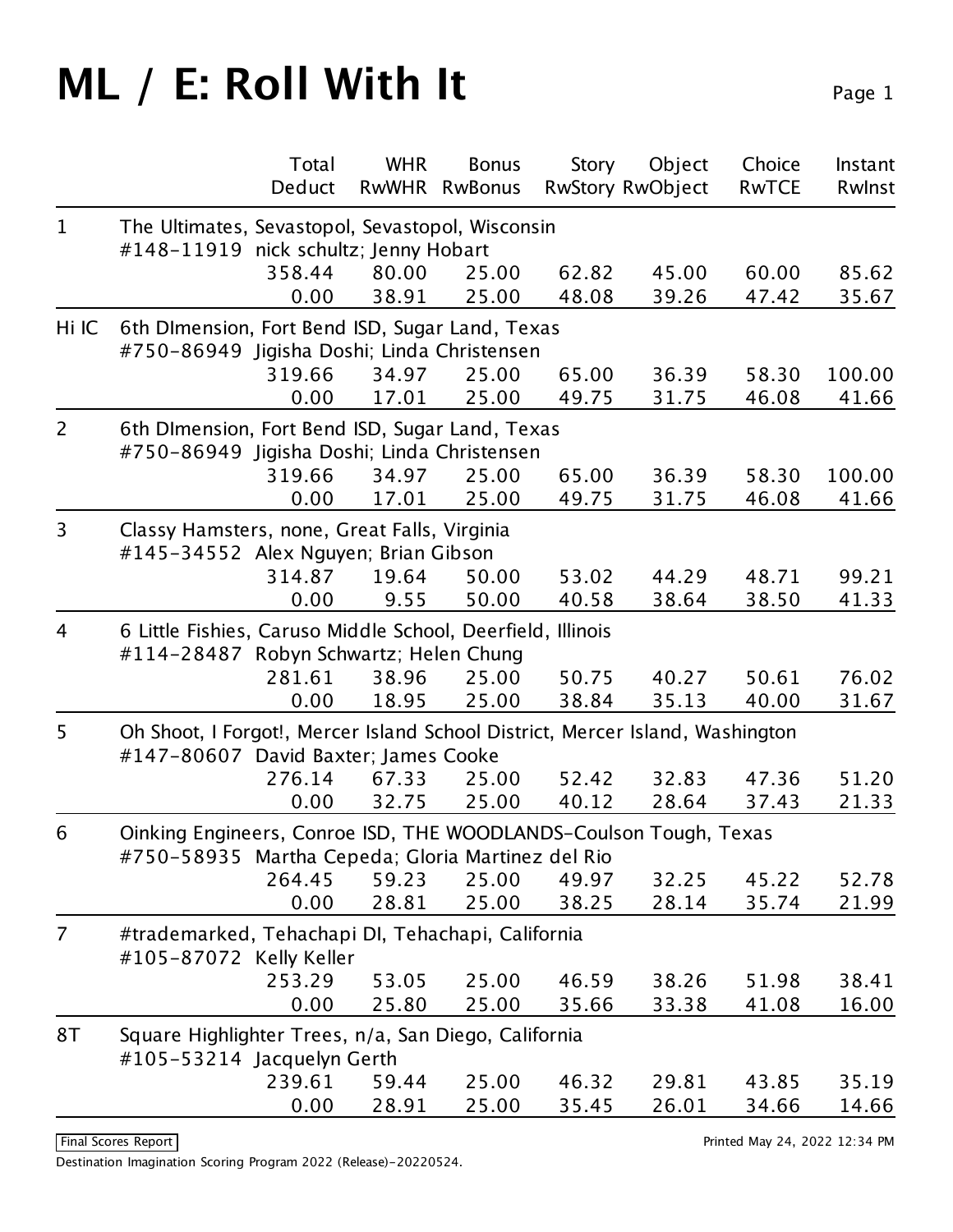# ML / E: Roll With It

| Rank | Team | Total / Deduct | WHR / RwWHR | Bonus / RwBonus | Story / RwStory | Object / RwObject | Choice / RwTCE | Instant / RwInst |
|---|---|---|---|---|---|---|---|---|
| 1 | The Ultimates, Sevastopol, Sevastopol, Wisconsin<br>#148-11919 nick schultz; Jenny Hobart | 358.44<br>0.00 | 80.00<br>38.91 | 25.00<br>25.00 | 62.82<br>48.08 | 45.00<br>39.26 | 60.00<br>47.42 | 85.62<br>35.67 |
| Hi IC | 6th DImension, Fort Bend ISD, Sugar Land, Texas<br>#750-86949 Jigisha Doshi; Linda Christensen | 319.66<br>0.00 | 34.97<br>17.01 | 25.00<br>25.00 | 65.00<br>49.75 | 36.39<br>31.75 | 58.30<br>46.08 | 100.00<br>41.66 |
| 2 | 6th DImension, Fort Bend ISD, Sugar Land, Texas<br>#750-86949 Jigisha Doshi; Linda Christensen | 319.66<br>0.00 | 34.97<br>17.01 | 25.00<br>25.00 | 65.00<br>49.75 | 36.39<br>31.75 | 58.30<br>46.08 | 100.00<br>41.66 |
| 3 | Classy Hamsters, none, Great Falls, Virginia<br>#145-34552 Alex Nguyen; Brian Gibson | 314.87<br>0.00 | 19.64<br>9.55 | 50.00<br>50.00 | 53.02<br>40.58 | 44.29<br>38.64 | 48.71<br>38.50 | 99.21<br>41.33 |
| 4 | 6 Little Fishies, Caruso Middle School, Deerfield, Illinois<br>#114-28487 Robyn Schwartz; Helen Chung | 281.61<br>0.00 | 38.96<br>18.95 | 25.00<br>25.00 | 50.75<br>38.84 | 40.27<br>35.13 | 50.61<br>40.00 | 76.02<br>31.67 |
| 5 | Oh Shoot, I Forgot!, Mercer Island School District, Mercer Island, Washington<br>#147-80607 David Baxter; James Cooke | 276.14<br>0.00 | 67.33<br>32.75 | 25.00<br>25.00 | 52.42<br>40.12 | 32.83<br>28.64 | 47.36<br>37.43 | 51.20<br>21.33 |
| 6 | Oinking Engineers, Conroe ISD, THE WOODLANDS-Coulson Tough, Texas<br>#750-58935 Martha Cepeda; Gloria Martinez del Rio | 264.45<br>0.00 | 59.23<br>28.81 | 25.00<br>25.00 | 49.97<br>38.25 | 32.25<br>28.14 | 45.22<br>35.74 | 52.78<br>21.99 |
| 7 | #trademarked, Tehachapi DI, Tehachapi, California<br>#105-87072 Kelly Keller | 253.29<br>0.00 | 53.05<br>25.80 | 25.00<br>25.00 | 46.59<br>35.66 | 38.26<br>33.38 | 51.98<br>41.08 | 38.41<br>16.00 |
| 8T | Square Highlighter Trees, n/a, San Diego, California<br>#105-53214 Jacquelyn Gerth | 239.61<br>0.00 | 59.44<br>28.91 | 25.00<br>25.00 | 46.32<br>35.45 | 29.81<br>26.01 | 43.85<br>34.66 | 35.19<br>14.66 |

Final Scores Report

Printed May 24, 2022 12:34 PM

Destination Imagination Scoring Program 2022 (Release)-20220524.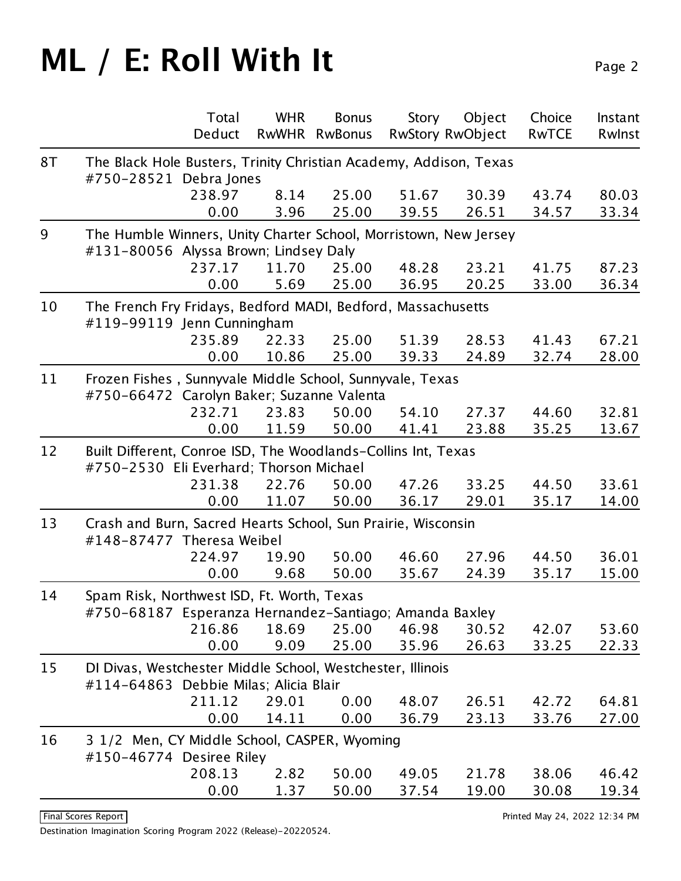# ML / E: Roll With It

| | | Total Deduct | WHR RwWHR | Bonus RwBonus | Story RwStory | Object RwObject | Choice RwTCE | Instant RwInst |
|---|---|---|---|---|---|---|---|---|
| 8T | The Black Hole Busters, Trinity Christian Academy, Addison, Texas #750-28521 Debra Jones | 238.97 | 8.14 | 25.00 | 51.67 | 30.39 | 43.74 | 80.03 |
| | | 0.00 | 3.96 | 25.00 | 39.55 | 26.51 | 34.57 | 33.34 |
| 9 | The Humble Winners, Unity Charter School, Morristown, New Jersey #131-80056 Alyssa Brown; Lindsey Daly | 237.17 | 11.70 | 25.00 | 48.28 | 23.21 | 41.75 | 87.23 |
| | | 0.00 | 5.69 | 25.00 | 36.95 | 20.25 | 33.00 | 36.34 |
| 10 | The French Fry Fridays, Bedford MADI, Bedford, Massachusetts #119-99119 Jenn Cunningham | 235.89 | 22.33 | 25.00 | 51.39 | 28.53 | 41.43 | 67.21 |
| | | 0.00 | 10.86 | 25.00 | 39.33 | 24.89 | 32.74 | 28.00 |
| 11 | Frozen Fishes , Sunnyvale Middle School, Sunnyvale, Texas #750-66472 Carolyn Baker; Suzanne Valenta | 232.71 | 23.83 | 50.00 | 54.10 | 27.37 | 44.60 | 32.81 |
| | | 0.00 | 11.59 | 50.00 | 41.41 | 23.88 | 35.25 | 13.67 |
| 12 | Built Different, Conroe ISD, The Woodlands-Collins Int, Texas #750-2530 Eli Everhard; Thorson Michael | 231.38 | 22.76 | 50.00 | 47.26 | 33.25 | 44.50 | 33.61 |
| | | 0.00 | 11.07 | 50.00 | 36.17 | 29.01 | 35.17 | 14.00 |
| 13 | Crash and Burn, Sacred Hearts School, Sun Prairie, Wisconsin #148-87477 Theresa Weibel | 224.97 | 19.90 | 50.00 | 46.60 | 27.96 | 44.50 | 36.01 |
| | | 0.00 | 9.68 | 50.00 | 35.67 | 24.39 | 35.17 | 15.00 |
| 14 | Spam Risk, Northwest ISD, Ft. Worth, Texas #750-68187 Esperanza Hernandez-Santiago; Amanda Baxley | 216.86 | 18.69 | 25.00 | 46.98 | 30.52 | 42.07 | 53.60 |
| | | 0.00 | 9.09 | 25.00 | 35.96 | 26.63 | 33.25 | 22.33 |
| 15 | DI Divas, Westchester Middle School, Westchester, Illinois #114-64863 Debbie Milas; Alicia Blair | 211.12 | 29.01 | 0.00 | 48.07 | 26.51 | 42.72 | 64.81 |
| | | 0.00 | 14.11 | 0.00 | 36.79 | 23.13 | 33.76 | 27.00 |
| 16 | 3 1/2 Men, CY Middle School, CASPER, Wyoming #150-46774 Desiree Riley | 208.13 | 2.82 | 50.00 | 49.05 | 21.78 | 38.06 | 46.42 |
| | | 0.00 | 1.37 | 50.00 | 37.54 | 19.00 | 30.08 | 19.34 |

Final Scores Report

Printed May 24, 2022 12:34 PM

Destination Imagination Scoring Program 2022 (Release)-20220524.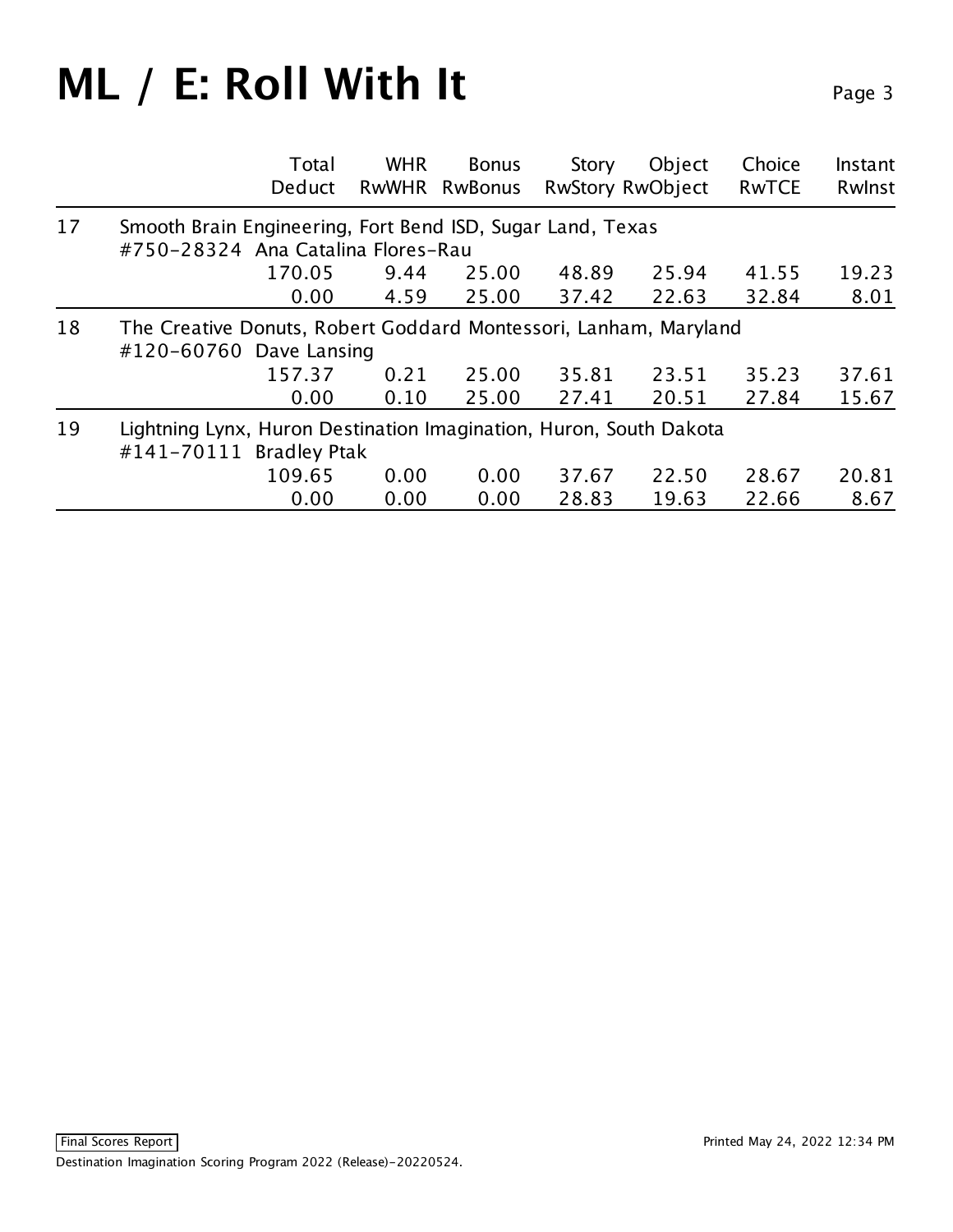# ML / E: Roll With It

| | | Total<br>Deduct | WHR<br>RwWHR | Bonus<br>RwBonus | Story<br>RwStory | Object<br>RwObject | Choice<br>RwTCE | Instant<br>RwInst |
|---|---|---|---|---|---|---|---|---|
| 17 | Smooth Brain Engineering, Fort Bend ISD, Sugar Land, Texas<br>#750-28324 Ana Catalina Flores-Rau | | | | | | | |
| | | 170.05 | 9.44 | 25.00 | 48.89 | 25.94 | 41.55 | 19.23 |
| | | 0.00 | 4.59 | 25.00 | 37.42 | 22.63 | 32.84 | 8.01 |
| 18 | The Creative Donuts, Robert Goddard Montessori, Lanham, Maryland<br>#120-60760 Dave Lansing | | | | | | | |
| | | 157.37 | 0.21 | 25.00 | 35.81 | 23.51 | 35.23 | 37.61 |
| | | 0.00 | 0.10 | 25.00 | 27.41 | 20.51 | 27.84 | 15.67 |
| 19 | Lightning Lynx, Huron Destination Imagination, Huron, South Dakota<br>#141-70111 Bradley Ptak | | | | | | | |
| | | 109.65 | 0.00 | 0.00 | 37.67 | 22.50 | 28.67 | 20.81 |
| | | 0.00 | 0.00 | 0.00 | 28.83 | 19.63 | 22.66 | 8.67 |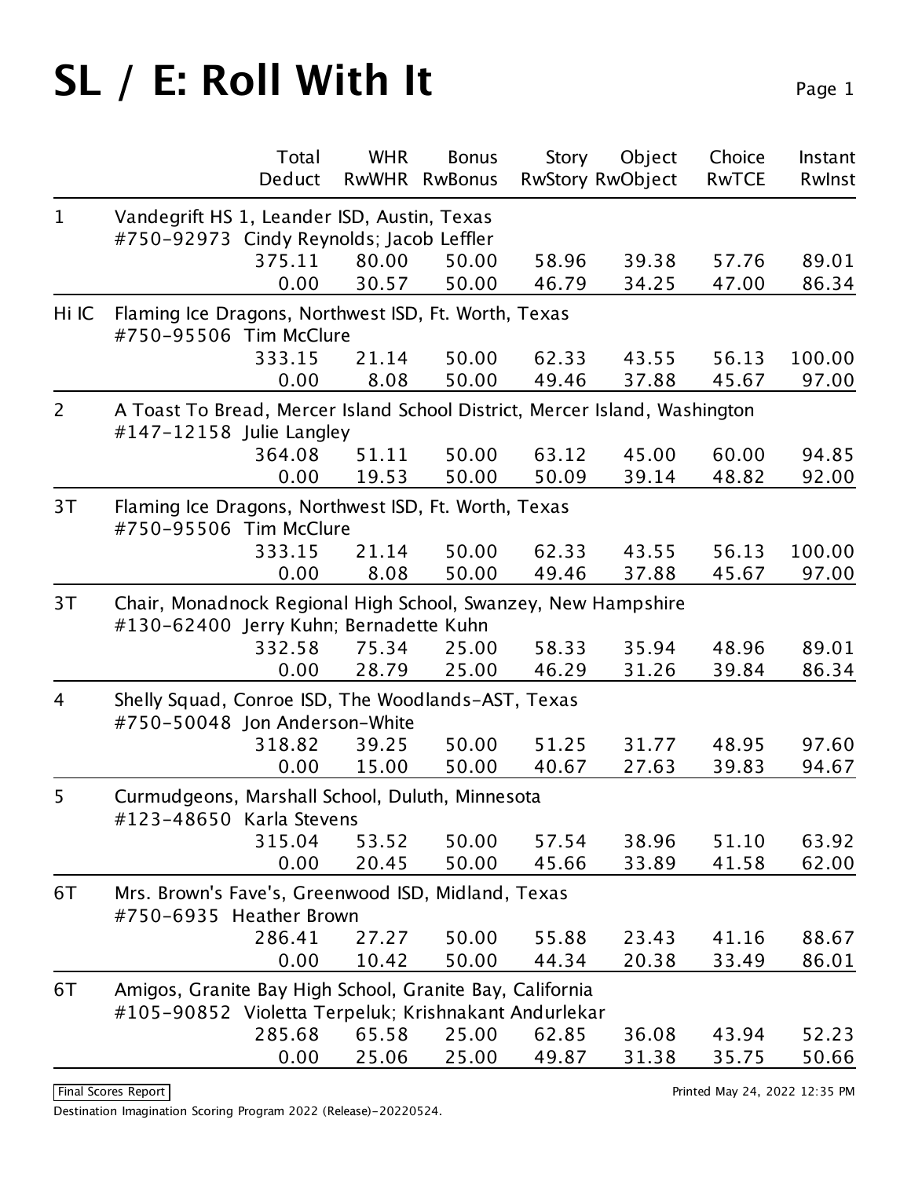# SL / E: Roll With It

| | | Total<br>Deduct | WHR<br>RwWHR | Bonus<br>RwBonus | Story<br>RwStory | Object<br>RwObject | Choice<br>RwTCE | Instant<br>RwInst |
|---|---|---|---|---|---|---|---|---|
| 1 | Vandegrift HS 1, Leander ISD, Austin, Texas<br>#750-92973 Cindy Reynolds; Jacob Leffler | | | | | | | |
| | | 375.11 | 80.00 | 50.00 | 58.96 | 39.38 | 57.76 | 89.01 |
| | | 0.00 | 30.57 | 50.00 | 46.79 | 34.25 | 47.00 | 86.34 |
| Hi IC | Flaming Ice Dragons, Northwest ISD, Ft. Worth, Texas<br>#750-95506 Tim McClure | | | | | | | |
| | | 333.15 | 21.14 | 50.00 | 62.33 | 43.55 | 56.13 | 100.00 |
| | | 0.00 | 8.08 | 50.00 | 49.46 | 37.88 | 45.67 | 97.00 |
| 2 | A Toast To Bread, Mercer Island School District, Mercer Island, Washington<br>#147-12158 Julie Langley | | | | | | | |
| | | 364.08 | 51.11 | 50.00 | 63.12 | 45.00 | 60.00 | 94.85 |
| | | 0.00 | 19.53 | 50.00 | 50.09 | 39.14 | 48.82 | 92.00 |
| 3T | Flaming Ice Dragons, Northwest ISD, Ft. Worth, Texas<br>#750-95506 Tim McClure | | | | | | | |
| | | 333.15 | 21.14 | 50.00 | 62.33 | 43.55 | 56.13 | 100.00 |
| | | 0.00 | 8.08 | 50.00 | 49.46 | 37.88 | 45.67 | 97.00 |
| 3T | Chair, Monadnock Regional High School, Swanzey, New Hampshire<br>#130-62400 Jerry Kuhn; Bernadette Kuhn | | | | | | | |
| | | 332.58 | 75.34 | 25.00 | 58.33 | 35.94 | 48.96 | 89.01 |
| | | 0.00 | 28.79 | 25.00 | 46.29 | 31.26 | 39.84 | 86.34 |
| 4 | Shelly Squad, Conroe ISD, The Woodlands-AST, Texas<br>#750-50048 Jon Anderson-White | | | | | | | |
| | | 318.82 | 39.25 | 50.00 | 51.25 | 31.77 | 48.95 | 97.60 |
| | | 0.00 | 15.00 | 50.00 | 40.67 | 27.63 | 39.83 | 94.67 |
| 5 | Curmudgeons, Marshall School, Duluth, Minnesota<br>#123-48650 Karla Stevens | | | | | | | |
| | | 315.04 | 53.52 | 50.00 | 57.54 | 38.96 | 51.10 | 63.92 |
| | | 0.00 | 20.45 | 50.00 | 45.66 | 33.89 | 41.58 | 62.00 |
| 6T | Mrs. Brown's Fave's, Greenwood ISD, Midland, Texas<br>#750-6935 Heather Brown | | | | | | | |
| | | 286.41 | 27.27 | 50.00 | 55.88 | 23.43 | 41.16 | 88.67 |
| | | 0.00 | 10.42 | 50.00 | 44.34 | 20.38 | 33.49 | 86.01 |
| 6T | Amigos, Granite Bay High School, Granite Bay, California<br>#105-90852 Violetta Terpeluk; Krishnakant Andurlekar | | | | | | | |
| | | 285.68 | 65.58 | 25.00 | 62.85 | 36.08 | 43.94 | 52.23 |
| | | 0.00 | 25.06 | 25.00 | 49.87 | 31.38 | 35.75 | 50.66 |

Final Scores Report

Printed May 24, 2022 12:35 PM

Destination Imagination Scoring Program 2022 (Release)-20220524.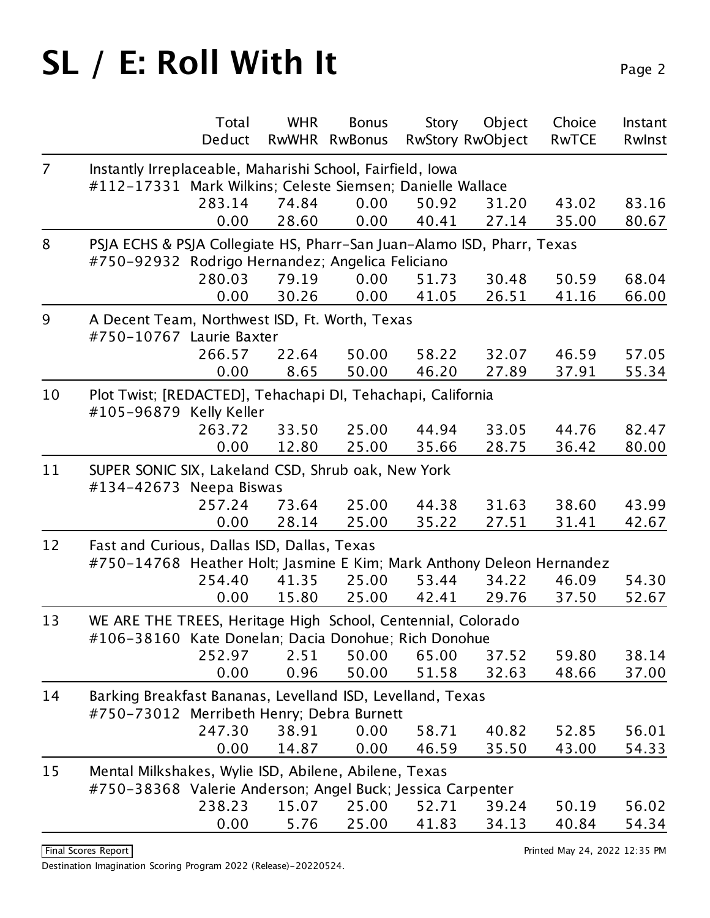# SL / E: Roll With It

| | Total<br>Deduct | WHR<br>RwWHR | Bonus<br>RwBonus | Story<br>RwStory | Object<br>RwObject | Choice<br>RwTCE | Instant<br>RwInst |
|---|---|---|---|---|---|---|---|
| 7 | Instantly Irreplaceable, Maharishi School, Fairfield, Iowa<br>#112-17331 Mark Wilkins; Celeste Siemsen; Danielle Wallace | | | | | | |
| | 283.14 | 74.84 | 0.00 | 50.92 | 31.20 | 43.02 | 83.16 |
| | 0.00 | 28.60 | 0.00 | 40.41 | 27.14 | 35.00 | 80.67 |
| 8 | PSJA ECHS & PSJA Collegiate HS, Pharr-San Juan-Alamo ISD, Pharr, Texas<br>#750-92932 Rodrigo Hernandez; Angelica Feliciano | | | | | | |
| | 280.03 | 79.19 | 0.00 | 51.73 | 30.48 | 50.59 | 68.04 |
| | 0.00 | 30.26 | 0.00 | 41.05 | 26.51 | 41.16 | 66.00 |
| 9 | A Decent Team, Northwest ISD, Ft. Worth, Texas<br>#750-10767 Laurie Baxter | | | | | | |
| | 266.57 | 22.64 | 50.00 | 58.22 | 32.07 | 46.59 | 57.05 |
| | 0.00 | 8.65 | 50.00 | 46.20 | 27.89 | 37.91 | 55.34 |
| 10 | Plot Twist; [REDACTED], Tehachapi DI, Tehachapi, California<br>#105-96879 Kelly Keller | | | | | | |
| | 263.72 | 33.50 | 25.00 | 44.94 | 33.05 | 44.76 | 82.47 |
| | 0.00 | 12.80 | 25.00 | 35.66 | 28.75 | 36.42 | 80.00 |
| 11 | SUPER SONIC SIX, Lakeland CSD, Shrub oak, New York<br>#134-42673 Neepa Biswas | | | | | | |
| | 257.24 | 73.64 | 25.00 | 44.38 | 31.63 | 38.60 | 43.99 |
| | 0.00 | 28.14 | 25.00 | 35.22 | 27.51 | 31.41 | 42.67 |
| 12 | Fast and Curious, Dallas ISD, Dallas, Texas<br>#750-14768 Heather Holt; Jasmine E Kim; Mark Anthony Deleon Hernandez | | | | | | |
| | 254.40 | 41.35 | 25.00 | 53.44 | 34.22 | 46.09 | 54.30 |
| | 0.00 | 15.80 | 25.00 | 42.41 | 29.76 | 37.50 | 52.67 |
| 13 | WE ARE THE TREES, Heritage High School, Centennial, Colorado<br>#106-38160 Kate Donelan; Dacia Donohue; Rich Donohue | | | | | | |
| | 252.97 | 2.51 | 50.00 | 65.00 | 37.52 | 59.80 | 38.14 |
| | 0.00 | 0.96 | 50.00 | 51.58 | 32.63 | 48.66 | 37.00 |
| 14 | Barking Breakfast Bananas, Levelland ISD, Levelland, Texas<br>#750-73012 Merribeth Henry; Debra Burnett | | | | | | |
| | 247.30 | 38.91 | 0.00 | 58.71 | 40.82 | 52.85 | 56.01 |
| | 0.00 | 14.87 | 0.00 | 46.59 | 35.50 | 43.00 | 54.33 |
| 15 | Mental Milkshakes, Wylie ISD, Abilene, Abilene, Texas<br>#750-38368 Valerie Anderson; Angel Buck; Jessica Carpenter | | | | | | |
| | 238.23 | 15.07 | 25.00 | 52.71 | 39.24 | 50.19 | 56.02 |
| | 0.00 | 5.76 | 25.00 | 41.83 | 34.13 | 40.84 | 54.34 |

Final Scores Report

Printed May 24, 2022 12:35 PM

Destination Imagination Scoring Program 2022 (Release)-20220524.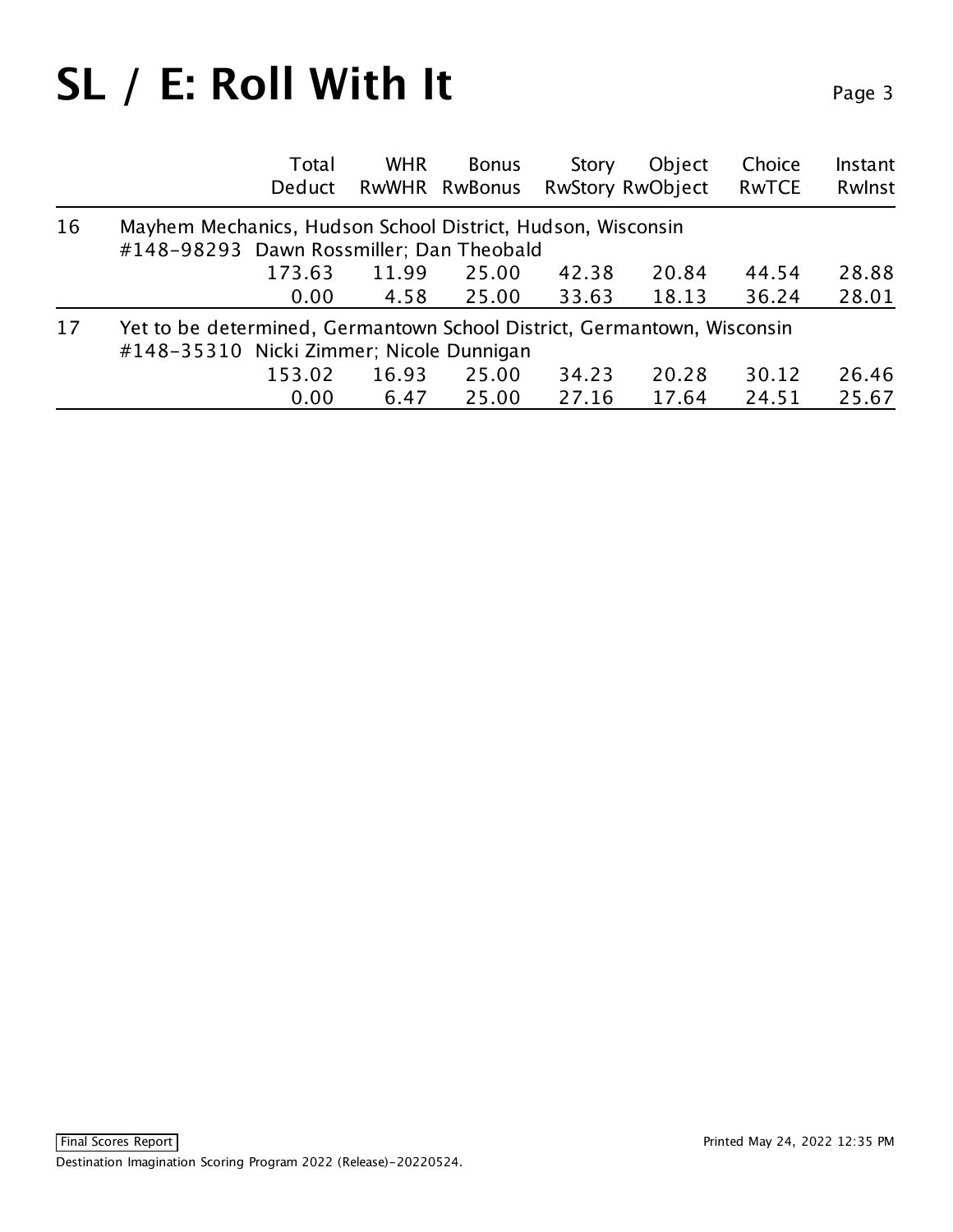# SL / E: Roll With It

| | | Total<br>Deduct | WHR<br>RwWHR | Bonus<br>RwBonus | Story<br>RwStory | Object<br>RwObject | Choice<br>RwTCE | Instant<br>RwInst |
|---|---|---|---|---|---|---|---|---|
| 16 | Mayhem Mechanics, Hudson School District, Hudson, Wisconsin<br>#148-98293 Dawn Rossmiller; Dan Theobald | | | | | | | |
| | | 173.63 | 11.99 | 25.00 | 42.38 | 20.84 | 44.54 | 28.88 |
| | | 0.00 | 4.58 | 25.00 | 33.63 | 18.13 | 36.24 | 28.01 |
| 17 | Yet to be determined, Germantown School District, Germantown, Wisconsin<br>#148-35310 Nicki Zimmer; Nicole Dunnigan | | | | | | | |
| | | 153.02 | 16.93 | 25.00 | 34.23 | 20.28 | 30.12 | 26.46 |
| | | 0.00 | 6.47 | 25.00 | 27.16 | 17.64 | 24.51 | 25.67 |

Final Scores Report

Printed May 24, 2022 12:35 PM

Destination Imagination Scoring Program 2022 (Release)-20220524.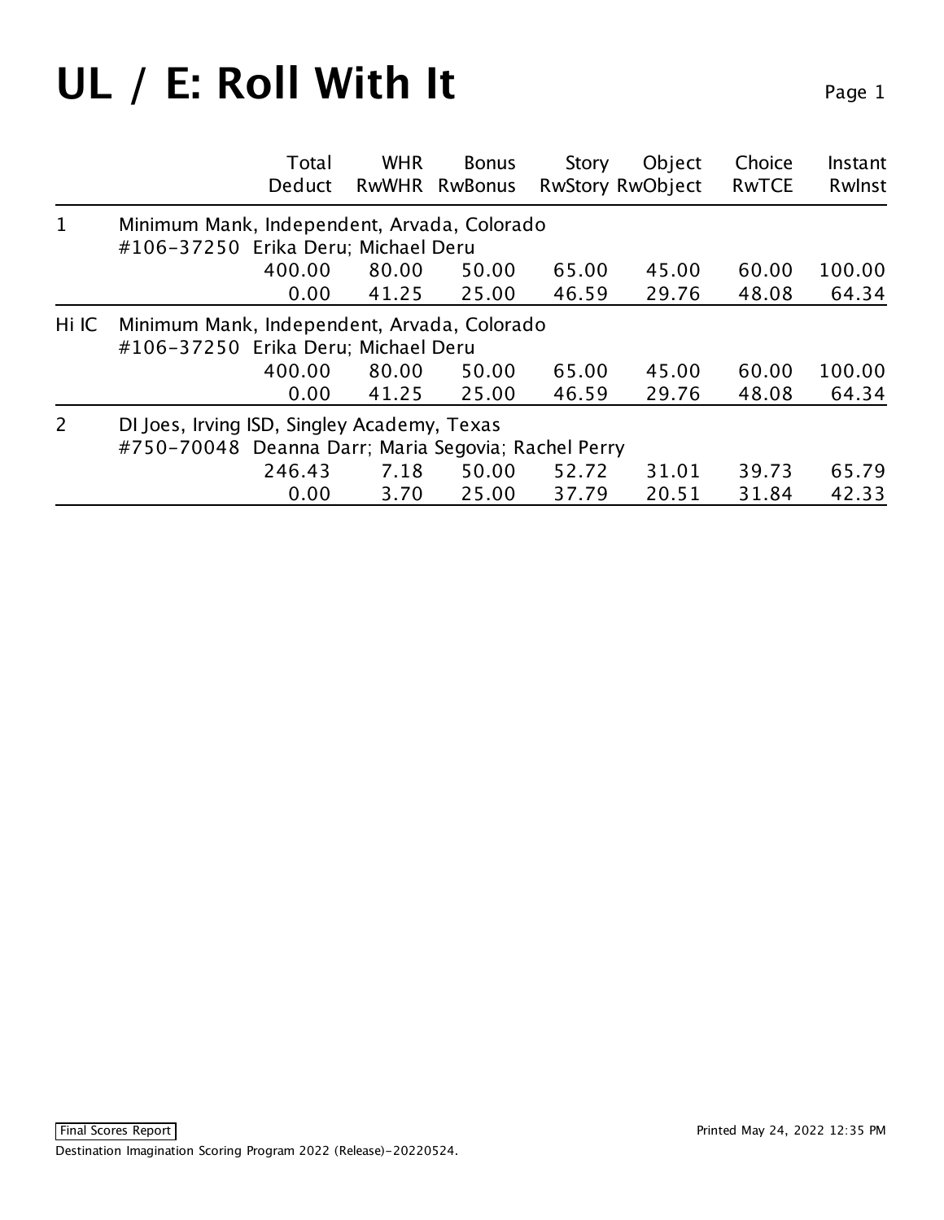# UL / E: Roll With It

| | | Total<br>Deduct | WHR<br>RwWHR | Bonus<br>RwBonus | Story<br>RwStory | Object<br>RwObject | Choice<br>RwTCE | Instant<br>RwInst |
|---|---|---|---|---|---|---|---|---|
| 1 | Minimum Mank, Independent, Arvada, Colorado<br>#106-37250 Erika Deru; Michael Deru | | | | | | | |
| | | 400.00 | 80.00 | 50.00 | 65.00 | 45.00 | 60.00 | 100.00 |
| | | 0.00 | 41.25 | 25.00 | 46.59 | 29.76 | 48.08 | 64.34 |
| Hi IC | Minimum Mank, Independent, Arvada, Colorado<br>#106-37250 Erika Deru; Michael Deru | | | | | | | |
| | | 400.00 | 80.00 | 50.00 | 65.00 | 45.00 | 60.00 | 100.00 |
| | | 0.00 | 41.25 | 25.00 | 46.59 | 29.76 | 48.08 | 64.34 |
| 2 | DI Joes, Irving ISD, Singley Academy, Texas<br>#750-70048 Deanna Darr; Maria Segovia; Rachel Perry | | | | | | | |
| | | 246.43 | 7.18 | 50.00 | 52.72 | 31.01 | 39.73 | 65.79 |
| | | 0.00 | 3.70 | 25.00 | 37.79 | 20.51 | 31.84 | 42.33 |

Final Scores Report

Printed May 24, 2022 12:35 PM

Destination Imagination Scoring Program 2022 (Release)-20220524.